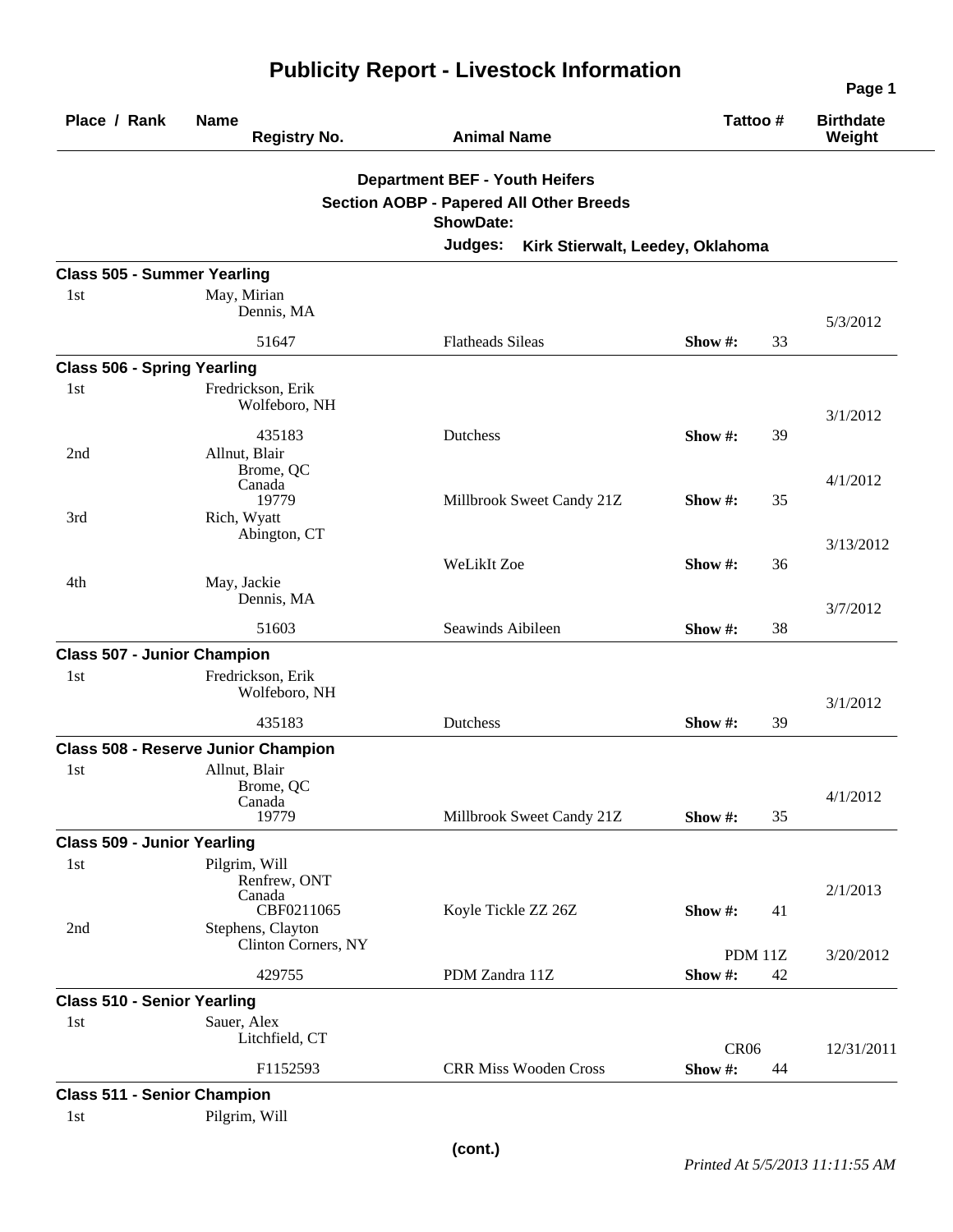# Publicity Report - Livestock Information

| Place / Rank | Name / Registry No. | Animal Name | Tattoo # | Birthdate / Weight |
|---|---|---|---|---|

**Department BEF - Youth Heifers**

**Section AOBP - Papered All Other Breeds**

**ShowDate:**

**Judges:** Kirk Stierwalt, Leedey, Oklahoma

### Class 505 - Summer Yearling

| Place / Rank | Name / Registry No. | Animal Name | Tattoo # | Birthdate / Weight |
|---|---|---|---|---|
| 1st | May, Mirian<br>Dennis, MA<br>51647 | Flatheads Sileas | Show #: 33 | 5/3/2012 |

### Class 506 - Spring Yearling

| Place / Rank | Name / Registry No. | Animal Name | Tattoo # | Birthdate / Weight |
|---|---|---|---|---|
| 1st | Fredrickson, Erik<br>Wolfeboro, NH<br>435183 | Dutchess | Show #: 39 | 3/1/2012 |
| 2nd | Allnut, Blair<br>Brome, QC<br>Canada<br>19779 | Millbrook Sweet Candy 21Z | Show #: 35 | 4/1/2012 |
| 3rd | Rich, Wyatt<br>Abington, CT | WeLikIt Zoe | Show #: 36 | 3/13/2012 |
| 4th | May, Jackie<br>Dennis, MA<br>51603 | Seawinds Aibileen | Show #: 38 | 3/7/2012 |

### Class 507 - Junior Champion

| Place / Rank | Name / Registry No. | Animal Name | Tattoo # | Birthdate / Weight |
|---|---|---|---|---|
| 1st | Fredrickson, Erik<br>Wolfeboro, NH<br>435183 | Dutchess | Show #: 39 | 3/1/2012 |

### Class 508 - Reserve Junior Champion

| Place / Rank | Name / Registry No. | Animal Name | Tattoo # | Birthdate / Weight |
|---|---|---|---|---|
| 1st | Allnut, Blair<br>Brome, QC<br>Canada<br>19779 | Millbrook Sweet Candy 21Z | Show #: 35 | 4/1/2012 |

### Class 509 - Junior Yearling

| Place / Rank | Name / Registry No. | Animal Name | Tattoo # | Birthdate / Weight |
|---|---|---|---|---|
| 1st | Pilgrim, Will<br>Renfrew, ONT<br>Canada<br>CBF0211065 | Koyle Tickle ZZ 26Z | Show #: 41 | 2/1/2013 |
| 2nd | Stephens, Clayton<br>Clinton Corners, NY<br>429755 | PDM Zandra 11Z | PDM 11Z<br>Show #: 42 | 3/20/2012 |

### Class 510 - Senior Yearling

| Place / Rank | Name / Registry No. | Animal Name | Tattoo # | Birthdate / Weight |
|---|---|---|---|---|
| 1st | Sauer, Alex<br>Litchfield, CT<br>F1152593 | CRR Miss Wooden Cross | CR06<br>Show #: 44 | 12/31/2011 |

### Class 511 - Senior Champion

| Place / Rank | Name / Registry No. | Animal Name | Tattoo # | Birthdate / Weight |
|---|---|---|---|---|
| 1st | Pilgrim, Will | | | |

(cont.)

*Printed At 5/5/2013 11:11:55 AM*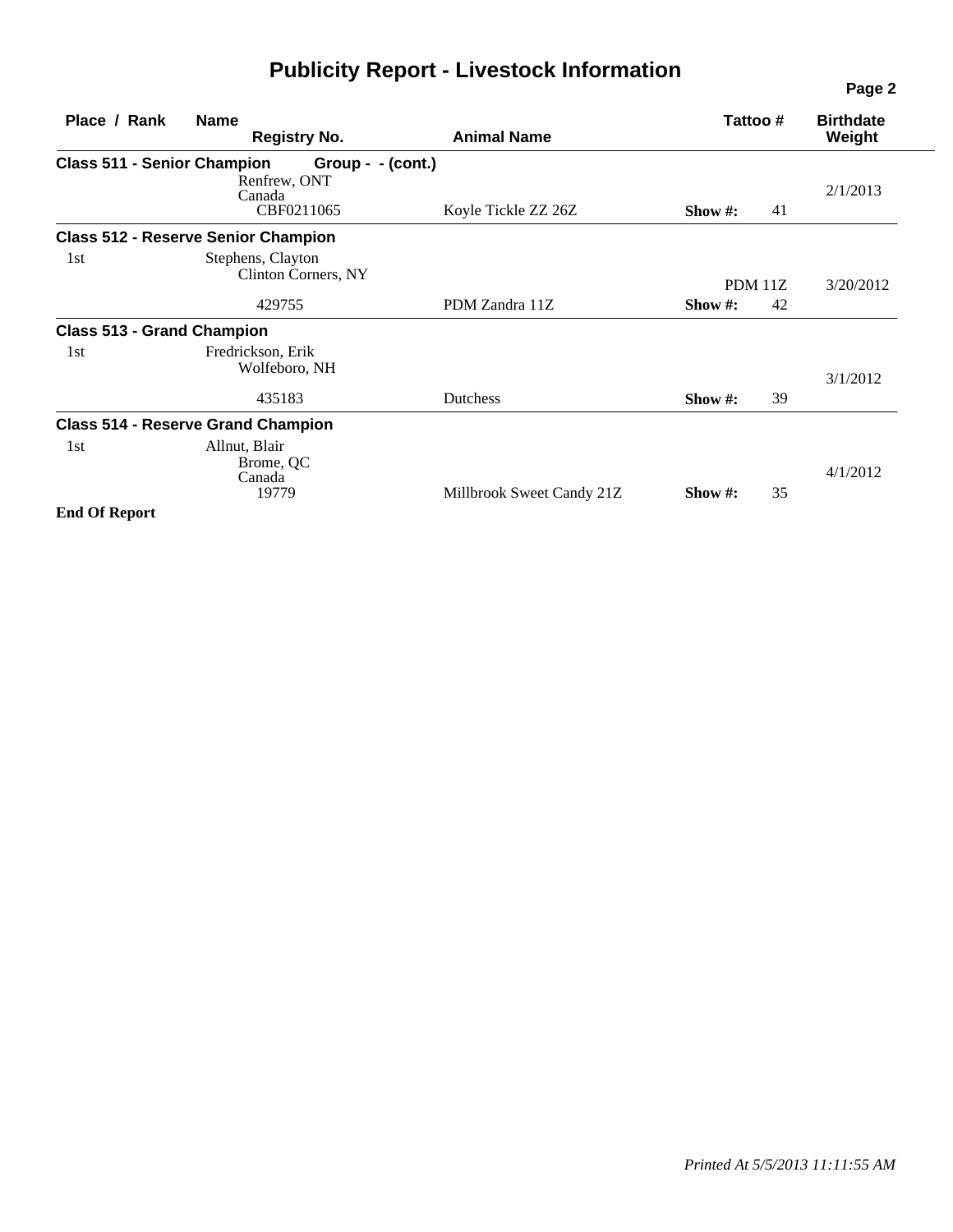# Publicity Report - Livestock Information

| Place / Rank | Name / Registry No. | Animal Name | Tattoo # | | Birthdate / Weight |
|---|---|---|---|---|---|
| **Class 511 - Senior Champion** | **Group - - (cont.)** | | | | |
| | Renfrew, ONT<br>Canada<br>CBF0211065 | Koyle Tickle ZZ 26Z | **Show #:** | 41 | 2/1/2013 |
| **Class 512 - Reserve Senior Champion** | | | | | |
| 1st | Stephens, Clayton<br>Clinton Corners, NY<br>429755 | PDM Zandra 11Z | PDM 11Z<br>**Show #:** | 42 | 3/20/2012 |
| **Class 513 - Grand Champion** | | | | | |
| 1st | Fredrickson, Erik<br>Wolfeboro, NH<br>435183 | Dutchess | **Show #:** | 39 | 3/1/2012 |
| **Class 514 - Reserve Grand Champion** | | | | | |
| 1st | Allnut, Blair<br>Brome, QC<br>Canada<br>19779 | Millbrook Sweet Candy 21Z | **Show #:** | 35 | 4/1/2012 |

**End Of Report**

*Printed At 5/5/2013 11:11:55 AM*